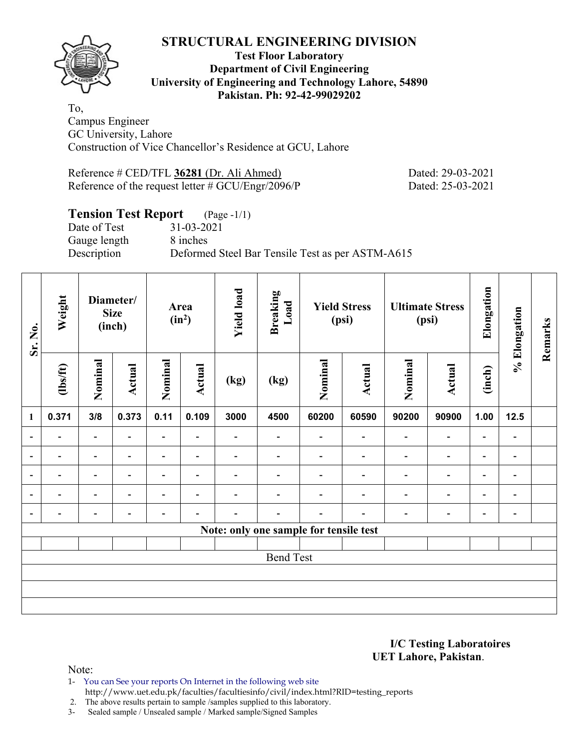# STRUCTURAL ENGINEERING DIVISION

**Test Floor Laboratory**
**Department of Civil Engineering**
**University of Engineering and Technology Lahore, 54890**
**Pakistan. Ph: 92-42-99029202**

To,
Campus Engineer
GC University, Lahore
Construction of Vice Chancellor's Residence at GCU, Lahore

Reference # CED/TFL **36281** (Dr. Ali Ahmed) Dated: 29-03-2021
Reference of the request letter # GCU/Engr/2096/P Dated: 25-03-2021

**Tension Test Report** (Page -1/1)
Date of Test 31-03-2021
Gauge length 8 inches
Description Deformed Steel Bar Tensile Test as per ASTM-A615

| Sr. No. | Weight | Diameter/ Size (inch) | | Area ($in^2$) | | Yield load | Breaking Load | Yield Stress (psi) | | Ultimate Stress (psi) | | Elongation | % Elongation | Remarks |
|---|---|---|---|---|---|---|---|---|---|---|---|---|---|---|
| | (lbs/ft) | Nominal | Actual | Nominal | Actual | (kg) | (kg) | Nominal | Actual | Nominal | Actual | (inch) | | |
| **1** | **0.371** | **3/8** | **0.373** | **0.11** | **0.109** | **3000** | **4500** | **60200** | **60590** | **90200** | **90900** | **1.00** | **12.5** | |
| - | - | - | - | - | - | - | - | - | - | - | - | - | - | |
| - | - | - | - | - | - | - | - | - | - | - | - | - | - | |
| - | - | - | - | - | - | - | - | - | - | - | - | - | - | |
| - | - | - | - | - | - | - | - | - | - | - | - | - | - | |
| - | - | - | - | - | - | - | - | - | - | - | - | - | - | |
| **Note: only one sample for tensile test** | | | | | | | | | | | | | | |
| | | | | | | | | | | | | | | |
| Bend Test | | | | | | | | | | | | | | |
| | | | | | | | | | | | | | | |
| | | | | | | | | | | | | | | |
| | | | | | | | | | | | | | | |

**I/C Testing Laboratoires**
**UET Lahore, Pakistan**.

Note:
1- You can See your reports On Internet in the following web site
http://www.uet.edu.pk/faculties/facultiesinfo/civil/index.html?RID=testing_reports
2. The above results pertain to sample /samples supplied to this laboratory.
3- Sealed sample / Unsealed sample / Marked sample/Signed Samples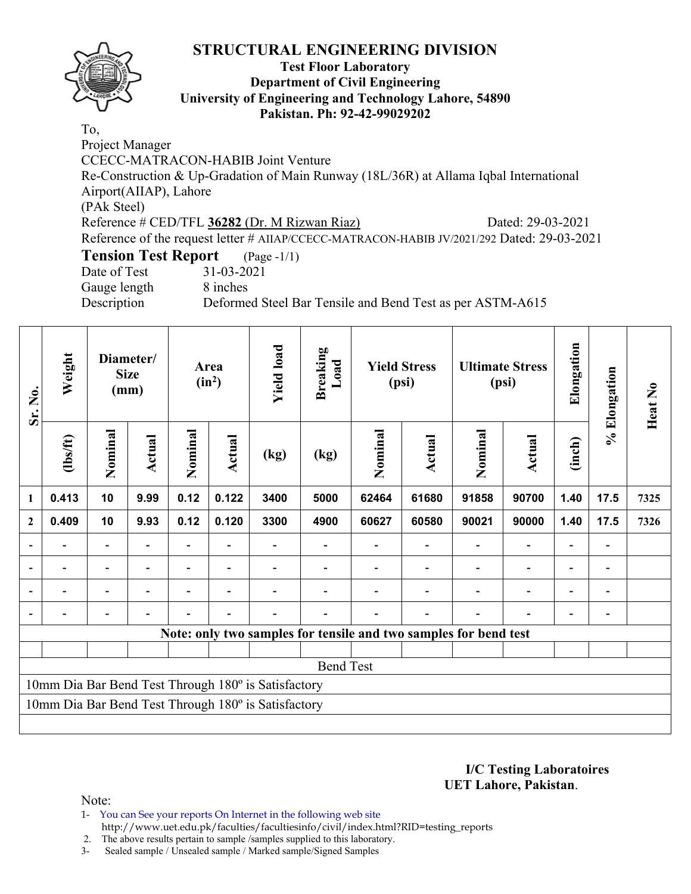# STRUCTURAL ENGINEERING DIVISION

**Test Floor Laboratory**
**Department of Civil Engineering**
**University of Engineering and Technology Lahore, 54890**
**Pakistan. Ph: 92-42-99029202**

To,
Project Manager
CCECC-MATRACON-HABIB Joint Venture
Re-Construction & Up-Gradation of Main Runway (18L/36R) at Allama Iqbal International Airport(AIIAP), Lahore
(PAk Steel)
Reference # CED/TFL **36282** (Dr. M Rizwan Riaz) Dated: 29-03-2021
Reference of the request letter # AIIAP/CCECC-MATRACON-HABIB JV/2021/292 Dated: 29-03-2021

## Tension Test Report (Page -1/1)

Date of Test 31-03-2021
Gauge length 8 inches
Description Deformed Steel Bar Tensile and Bend Test as per ASTM-A615

| Sr. No. | Weight | Diameter/ Size (mm) | | Area ($in^2$) | | Yield load | Breaking Load | Yield Stress (psi) | | Ultimate Stress (psi) | | Elongation | % Elongation | Heat No |
|---|---|---|---|---|---|---|---|---|---|---|---|---|---|---|
| | (lbs/ft) | Nominal | Actual | Nominal | Actual | (kg) | (kg) | Nominal | Actual | Nominal | Actual | (inch) | | |
| 1 | 0.413 | 10 | 9.99 | 0.12 | 0.122 | 3400 | 5000 | 62464 | 61680 | 91858 | 90700 | 1.40 | 17.5 | 7325 |
| 2 | 0.409 | 10 | 9.93 | 0.12 | 0.120 | 3300 | 4900 | 60627 | 60580 | 90021 | 90000 | 1.40 | 17.5 | 7326 |
| - | - | - | - | - | - | - | - | - | - | - | - | - | - | |
| - | - | - | - | - | - | - | - | - | - | - | - | - | - | |
| - | - | - | - | - | - | - | - | - | - | - | - | - | - | |
| - | - | - | - | - | - | - | - | - | - | - | - | - | - | |
| Note: only two samples for tensile and two samples for bend test | | | | | | | | | | | | | | |
| Bend Test | | | | | | | | | | | | | | |
| 10mm Dia Bar Bend Test Through 180º is Satisfactory | | | | | | | | | | | | | | |
| 10mm Dia Bar Bend Test Through 180º is Satisfactory | | | | | | | | | | | | | | |

**I/C Testing Laboratoires**
**UET Lahore, Pakistan.**

Note:
1- You can See your reports On Internet in the following web site
http://www.uet.edu.pk/faculties/facultiesinfo/civil/index.html?RID=testing_reports
2. The above results pertain to sample /samples supplied to this laboratory.
3- Sealed sample / Unsealed sample / Marked sample/Signed Samples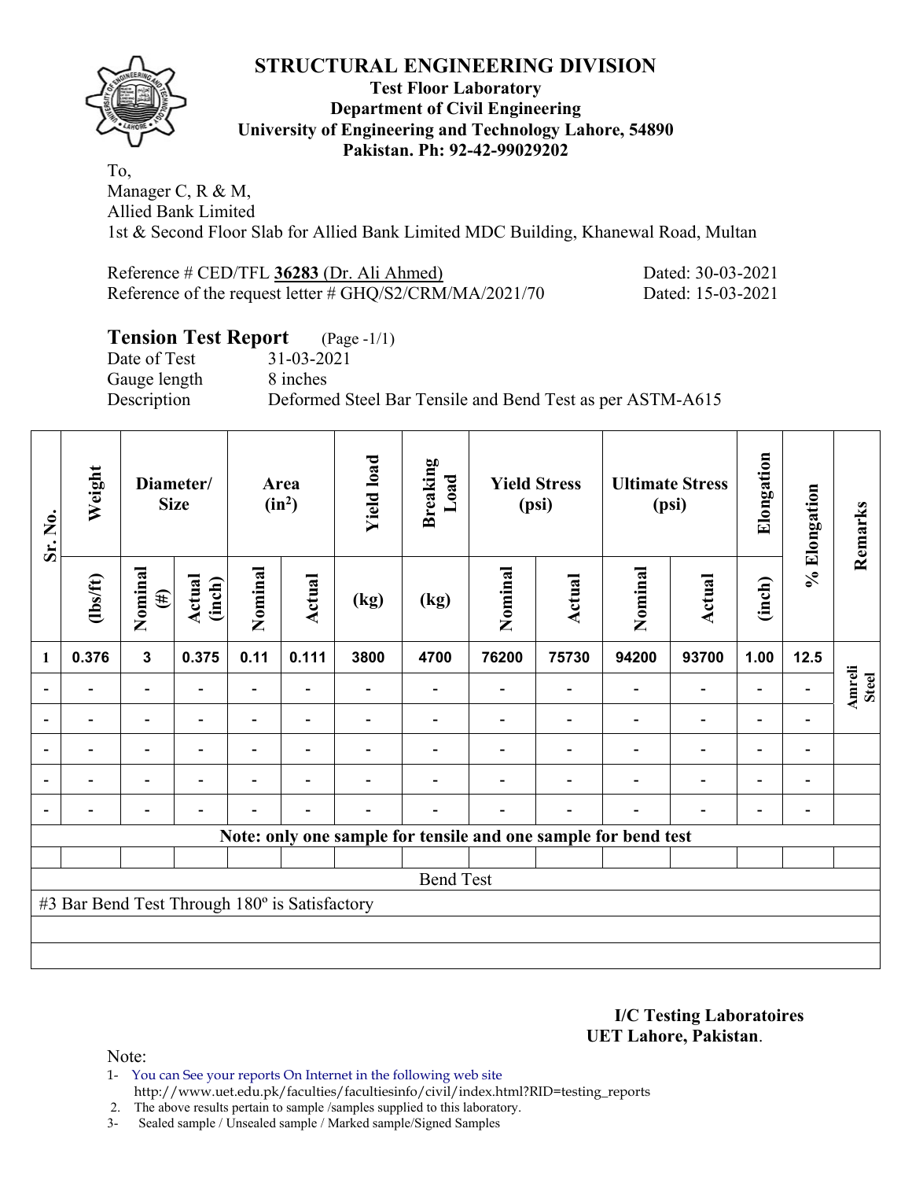# STRUCTURAL ENGINEERING DIVISION

**Test Floor Laboratory**
**Department of Civil Engineering**
**University of Engineering and Technology Lahore, 54890**
**Pakistan. Ph: 92-42-99029202**

To,
Manager C, R & M,
Allied Bank Limited
1st & Second Floor Slab for Allied Bank Limited MDC Building, Khanewal Road, Multan

Reference # CED/TFL **36283** (Dr. Ali Ahmed) Dated: 30-03-2021
Reference of the request letter # GHQ/S2/CRM/MA/2021/70 Dated: 15-03-2021

## Tension Test Report (Page -1/1)

Date of Test 31-03-2021
Gauge length 8 inches
Description Deformed Steel Bar Tensile and Bend Test as per ASTM-A615

| Sr. No. | Weight | Diameter/ Size | | Area ($in^2$) | | Yield load | Breaking Load | Yield Stress (psi) | | Ultimate Stress (psi) | | Elongation | % Elongation | Remarks |
|---|---|---|---|---|---|---|---|---|---|---|---|---|---|---|
| | (lbs/ft) | Nominal (#) | Actual (inch) | Nominal | Actual | (kg) | (kg) | Nominal | Actual | Nominal | Actual | (inch) | | |
| 1 | 0.376 | 3 | 0.375 | 0.11 | 0.111 | 3800 | 4700 | 76200 | 75730 | 94200 | 93700 | 1.00 | 12.5 | Amreli Steel |
| - | - | - | - | - | - | - | - | - | - | - | - | - | - | |
| - | - | - | - | - | - | - | - | - | - | - | - | - | - | |
| - | - | - | - | - | - | - | - | - | - | - | - | - | - | |
| - | - | - | - | - | - | - | - | - | - | - | - | - | - | |
| - | - | - | - | - | - | - | - | - | - | - | - | - | - | |
| **Note: only one sample for tensile and one sample for bend test** | | | | | | | | | | | | | | |
| Bend Test | | | | | | | | | | | | | | |
| #3 Bar Bend Test Through 180º is Satisfactory | | | | | | | | | | | | | | |

**I/C Testing Laboratoires**
**UET Lahore, Pakistan**.

Note:
1- You can See your reports On Internet in the following web site http://www.uet.edu.pk/faculties/facultiesinfo/civil/index.html?RID=testing_reports
2. The above results pertain to sample /samples supplied to this laboratory.
3- Sealed sample / Unsealed sample / Marked sample/Signed Samples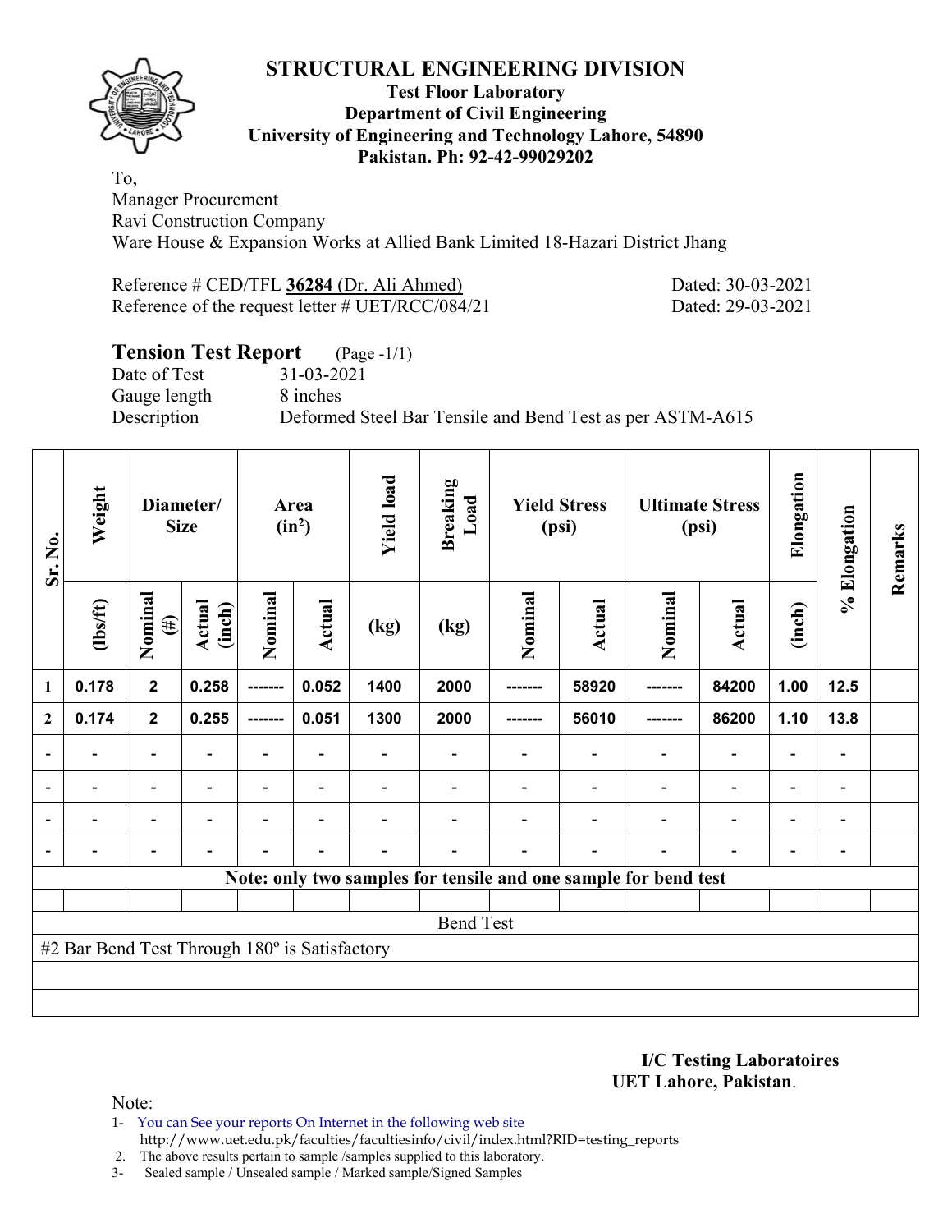# STRUCTURAL ENGINEERING DIVISION

**Test Floor Laboratory**
**Department of Civil Engineering**
**University of Engineering and Technology Lahore, 54890**
**Pakistan. Ph: 92-42-99029202**

To,
Manager Procurement
Ravi Construction Company
Ware House & Expansion Works at Allied Bank Limited 18-Hazari District Jhang

Reference # CED/TFL **36284** (Dr. Ali Ahmed) Dated: 30-03-2021
Reference of the request letter # UET/RCC/084/21 Dated: 29-03-2021

## Tension Test Report (Page -1/1)

Date of Test 31-03-2021
Gauge length 8 inches
Description Deformed Steel Bar Tensile and Bend Test as per ASTM-A615

| Sr. No. | Weight | Diameter/ Size | | Area (in$^2$) | | Yield load | Breaking Load | Yield Stress (psi) | | Ultimate Stress (psi) | | Elongation | % Elongation | Remarks |
|---|---|---|---|---|---|---|---|---|---|---|---|---|---|---|
| | (lbs/ft) | Nominal (#) | Actual (inch) | Nominal | Actual | (kg) | (kg) | Nominal | Actual | Nominal | Actual | (inch) | | |
| 1 | 0.178 | 2 | 0.258 | ------- | 0.052 | 1400 | 2000 | ------- | 58920 | ------- | 84200 | 1.00 | 12.5 | |
| 2 | 0.174 | 2 | 0.255 | ------- | 0.051 | 1300 | 2000 | ------- | 56010 | ------- | 86200 | 1.10 | 13.8 | |
| - | - | - | - | - | - | - | - | - | - | - | - | - | - | |
| - | - | - | - | - | - | - | - | - | - | - | - | - | - | |
| - | - | - | - | - | - | - | - | - | - | - | - | - | - | |
| - | - | - | - | - | - | - | - | - | - | - | - | - | - | |

**Note: only two samples for tensile and one sample for bend test**

Bend Test

#2 Bar Bend Test Through 180º is Satisfactory

**I/C Testing Laboratoires**
**UET Lahore, Pakistan**.

Note:
1- You can See your reports On Internet in the following web site
http://www.uet.edu.pk/faculties/facultiesinfo/civil/index.html?RID=testing_reports
2. The above results pertain to sample /samples supplied to this laboratory.
3- Sealed sample / Unsealed sample / Marked sample/Signed Samples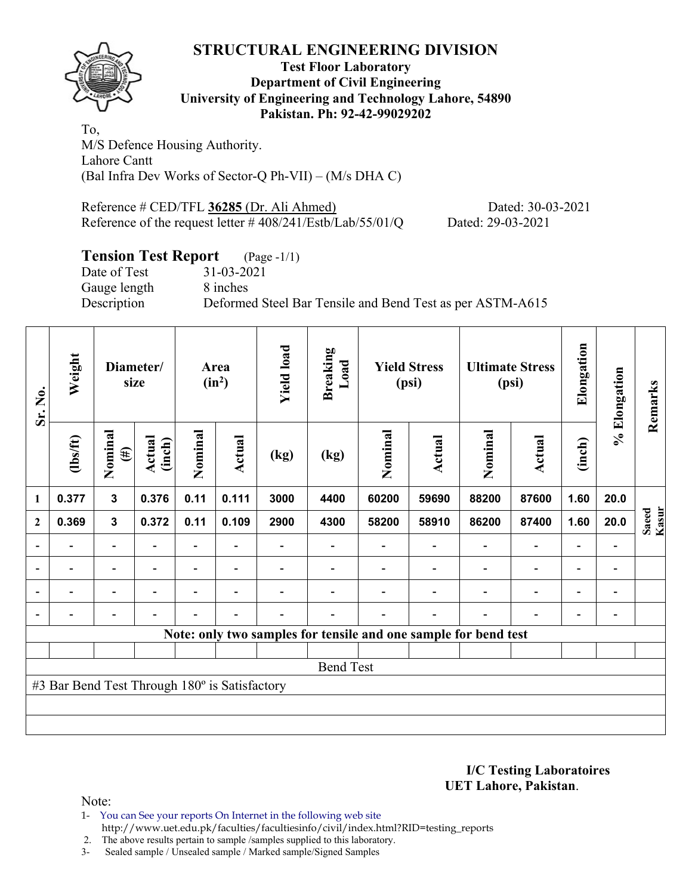# STRUCTURAL ENGINEERING DIVISION

**Test Floor Laboratory**
**Department of Civil Engineering**
**University of Engineering and Technology Lahore, 54890**
**Pakistan. Ph: 92-42-99029202**

To,
M/S Defence Housing Authority.
Lahore Cantt
(Bal Infra Dev Works of Sector-Q Ph-VII) – (M/s DHA C)

Reference # CED/TFL **36285** (Dr. Ali Ahmed) Dated: 30-03-2021
Reference of the request letter # 408/241/Estb/Lab/55/01/Q Dated: 29-03-2021

## Tension Test Report (Page -1/1)

Date of Test 31-03-2021
Gauge length 8 inches
Description Deformed Steel Bar Tensile and Bend Test as per ASTM-A615

| Sr. No. | Weight | Diameter/ size | | Area (in²) | | Yield load | Breaking Load | Yield Stress (psi) | | Ultimate Stress (psi) | | Elongation | % Elongation | Remarks |
|---|---|---|---|---|---|---|---|---|---|---|---|---|---|---|
| | (lbs/ft) | Nominal (#) | Actual (inch) | Nominal | Actual | (kg) | (kg) | Nominal | Actual | Nominal | Actual | (inch) | | |
| 1 | 0.377 | 3 | 0.376 | 0.11 | 0.111 | 3000 | 4400 | 60200 | 59690 | 88200 | 87600 | 1.60 | 20.0 | Saeed Kasur |
| 2 | 0.369 | 3 | 0.372 | 0.11 | 0.109 | 2900 | 4300 | 58200 | 58910 | 86200 | 87400 | 1.60 | 20.0 | |
| - | - | - | - | - | - | - | - | - | - | - | - | - | - | |
| - | - | - | - | - | - | - | - | - | - | - | - | - | - | |
| - | - | - | - | - | - | - | - | - | - | - | - | - | - | |
| - | - | - | - | - | - | - | - | - | - | - | - | - | - | |

**Note: only two samples for tensile and one sample for bend test**

Bend Test

#3 Bar Bend Test Through 180º is Satisfactory

**I/C Testing Laboratoires**
**UET Lahore, Pakistan**.

Note:
1- You can See your reports On Internet in the following web site http://www.uet.edu.pk/faculties/facultiesinfo/civil/index.html?RID=testing_reports
2. The above results pertain to sample /samples supplied to this laboratory.
3- Sealed sample / Unsealed sample / Marked sample/Signed Samples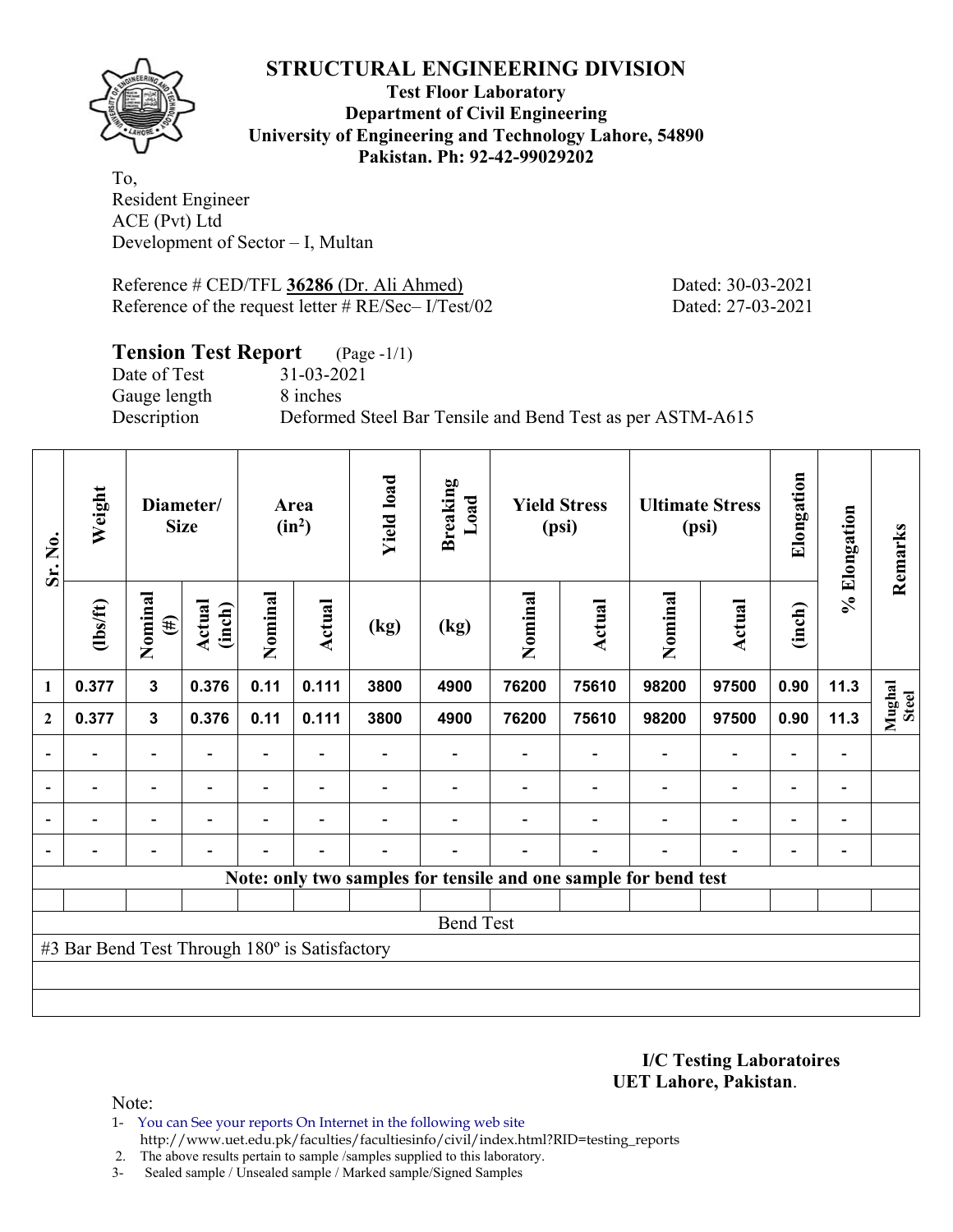## STRUCTURAL ENGINEERING DIVISION

**Test Floor Laboratory**
**Department of Civil Engineering**
**University of Engineering and Technology Lahore, 54890**
**Pakistan. Ph: 92-42-99029202**

To,
Resident Engineer
ACE (Pvt) Ltd
Development of Sector – I, Multan

Reference # CED/TFL **36286** (Dr. Ali Ahmed) Dated: 30-03-2021
Reference of the request letter # RE/Sec– I/Test/02 Dated: 27-03-2021

**Tension Test Report** (Page -1/1)
Date of Test 31-03-2021
Gauge length 8 inches
Description Deformed Steel Bar Tensile and Bend Test as per ASTM-A615

| Sr. No. | Weight | Diameter/ Size | | Area ($in^2$) | | Yield load | Breaking Load | Yield Stress (psi) | | Ultimate Stress (psi) | | Elongation | % Elongation | Remarks |
|---|---|---|---|---|---|---|---|---|---|---|---|---|---|---|
| | (lbs/ft) | Nominal (#) | Actual (inch) | Nominal | Actual | (kg) | (kg) | Nominal | Actual | Nominal | Actual | (inch) | | |
| 1 | 0.377 | 3 | 0.376 | 0.11 | 0.111 | 3800 | 4900 | 76200 | 75610 | 98200 | 97500 | 0.90 | 11.3 | Mughal Steel |
| 2 | 0.377 | 3 | 0.376 | 0.11 | 0.111 | 3800 | 4900 | 76200 | 75610 | 98200 | 97500 | 0.90 | 11.3 | |
| - | - | - | - | - | - | - | - | - | - | - | - | - | - | |
| - | - | - | - | - | - | - | - | - | - | - | - | - | - | |
| - | - | - | - | - | - | - | - | - | - | - | - | - | - | |
| - | - | - | - | - | - | - | - | - | - | - | - | - | - | |

Note: only two samples for tensile and one sample for bend test

Bend Test

#3 Bar Bend Test Through 180º is Satisfactory

**I/C Testing Laboratoires**
**UET Lahore, Pakistan**.

Note:
1- You can See your reports On Internet in the following web site
http://www.uet.edu.pk/faculties/facultiesinfo/civil/index.html?RID=testing_reports
2. The above results pertain to sample /samples supplied to this laboratory.
3- Sealed sample / Unsealed sample / Marked sample/Signed Samples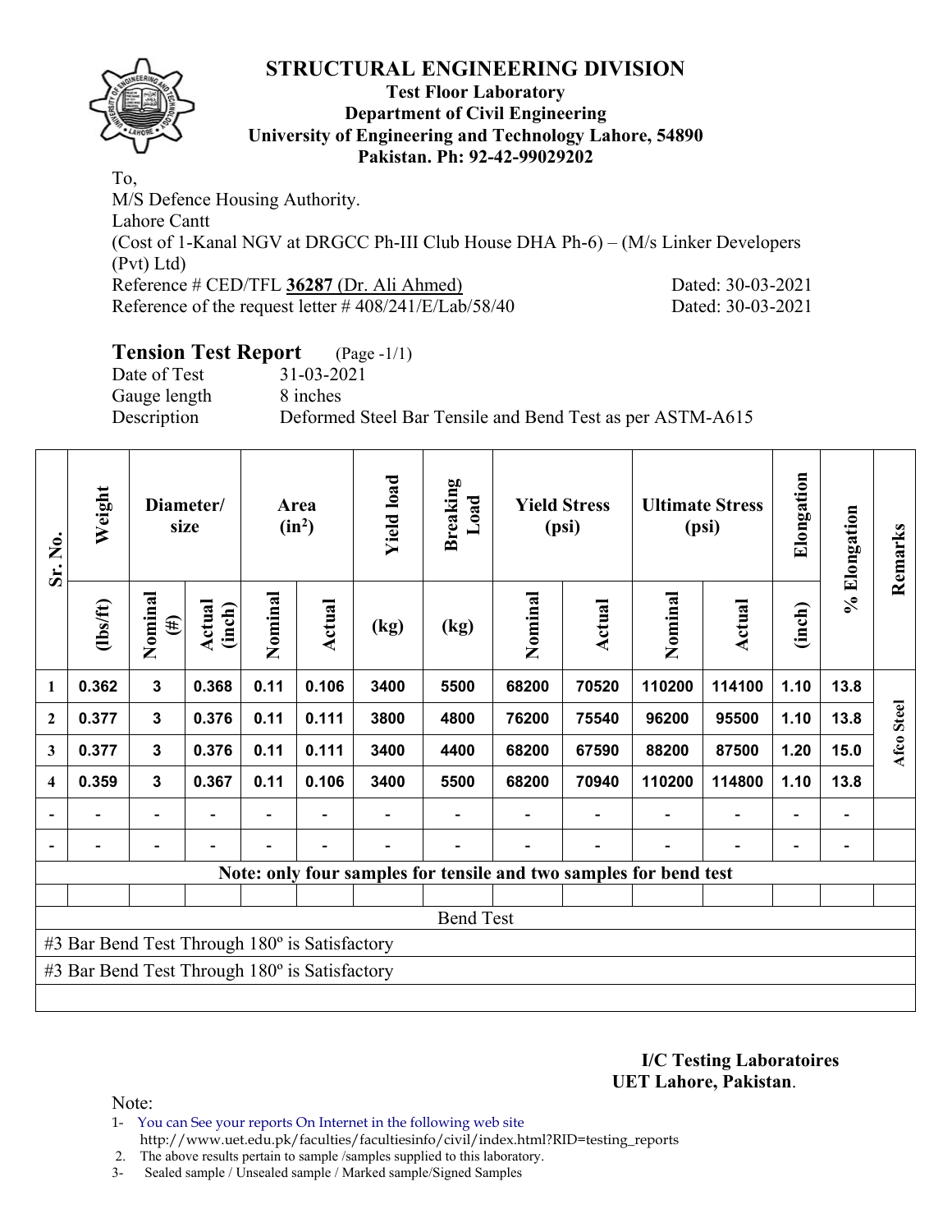# STRUCTURAL ENGINEERING DIVISION

**Test Floor Laboratory**
**Department of Civil Engineering**
**University of Engineering and Technology Lahore, 54890**
**Pakistan. Ph: 92-42-99029202**

To,
M/S Defence Housing Authority.
Lahore Cantt
(Cost of 1-Kanal NGV at DRGCC Ph-III Club House DHA Ph-6) – (M/s Linker Developers (Pvt) Ltd)
Reference # CED/TFL **36287** (Dr. Ali Ahmed) Dated: 30-03-2021
Reference of the request letter # 408/241/E/Lab/58/40 Dated: 30-03-2021

## Tension Test Report (Page -1/1)

Date of Test 31-03-2021
Gauge length 8 inches
Description Deformed Steel Bar Tensile and Bend Test as per ASTM-A615

| Sr. No. | Weight | Diameter/ size | | Area ($in^2$) | | Yield load | Breaking Load | Yield Stress (psi) | | Ultimate Stress (psi) | | Elongation | % Elongation | Remarks |
|---|---|---|---|---|---|---|---|---|---|---|---|---|---|---|
| | (lbs/ft) | Nominal (#) | Actual (inch) | Nominal | Actual | (kg) | (kg) | Nominal | Actual | Nominal | Actual | (inch) | | |
| 1 | 0.362 | 3 | 0.368 | 0.11 | 0.106 | 3400 | 5500 | 68200 | 70520 | 110200 | 114100 | 1.10 | 13.8 | Afco Steel |
| 2 | 0.377 | 3 | 0.376 | 0.11 | 0.111 | 3800 | 4800 | 76200 | 75540 | 96200 | 95500 | 1.10 | 13.8 | |
| 3 | 0.377 | 3 | 0.376 | 0.11 | 0.111 | 3400 | 4400 | 68200 | 67590 | 88200 | 87500 | 1.20 | 15.0 | |
| 4 | 0.359 | 3 | 0.367 | 0.11 | 0.106 | 3400 | 5500 | 68200 | 70940 | 110200 | 114800 | 1.10 | 13.8 | |
| - | - | - | - | - | - | - | - | - | - | - | - | - | - | |
| - | - | - | - | - | - | - | - | - | - | - | - | - | - | |
| Note: only four samples for tensile and two samples for bend test | | | | | | | | | | | | | | |
| Bend Test | | | | | | | | | | | | | | |
| #3 Bar Bend Test Through 180º is Satisfactory | | | | | | | | | | | | | | |
| #3 Bar Bend Test Through 180º is Satisfactory | | | | | | | | | | | | | | |

**I/C Testing Laboratoires**
**UET Lahore, Pakistan**.

Note:
1- You can See your reports On Internet in the following web site
http://www.uet.edu.pk/faculties/facultiesinfo/civil/index.html?RID=testing_reports
2. The above results pertain to sample /samples supplied to this laboratory.
3- Sealed sample / Unsealed sample / Marked sample/Signed Samples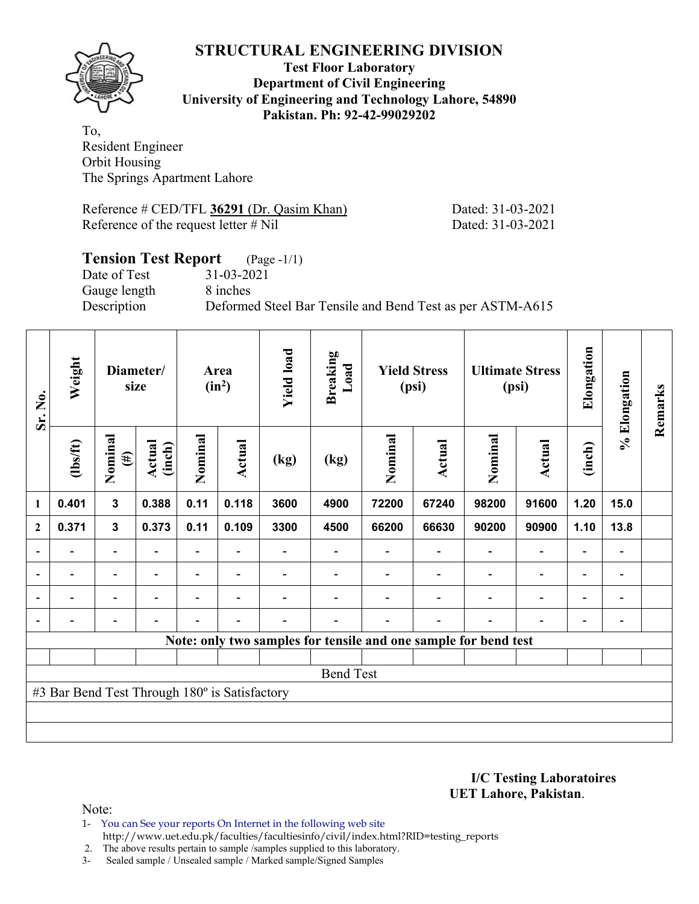# STRUCTURAL ENGINEERING DIVISION

**Test Floor Laboratory**
**Department of Civil Engineering**
**University of Engineering and Technology Lahore, 54890**
**Pakistan. Ph: 92-42-99029202**

To,
Resident Engineer
Orbit Housing
The Springs Apartment Lahore

Reference # CED/TFL **36291** (Dr. Qasim Khan) Dated: 31-03-2021
Reference of the request letter # Nil Dated: 31-03-2021

## Tension Test Report (Page -1/1)

Date of Test 31-03-2021
Gauge length 8 inches
Description Deformed Steel Bar Tensile and Bend Test as per ASTM-A615

| Sr. No. | Weight | Diameter/ size | | Area ($in^2$) | | Yield load | Breaking Load | Yield Stress (psi) | | Ultimate Stress (psi) | | Elongation | % Elongation | Remarks |
|---|---|---|---|---|---|---|---|---|---|---|---|---|---|---|
| | (lbs/ft) | Nominal (#) | Actual (inch) | Nominal | Actual | (kg) | (kg) | Nominal | Actual | Nominal | Actual | (inch) | | |
| 1 | 0.401 | 3 | 0.388 | 0.11 | 0.118 | 3600 | 4900 | 72200 | 67240 | 98200 | 91600 | 1.20 | 15.0 | |
| 2 | 0.371 | 3 | 0.373 | 0.11 | 0.109 | 3300 | 4500 | 66200 | 66630 | 90200 | 90900 | 1.10 | 13.8 | |
| - | - | - | - | - | - | - | - | - | - | - | - | - | - | |
| - | - | - | - | - | - | - | - | - | - | - | - | - | - | |
| - | - | - | - | - | - | - | - | - | - | - | - | - | - | |
| - | - | - | - | - | - | - | - | - | - | - | - | - | - | |

**Note: only two samples for tensile and one sample for bend test**

Bend Test

#3 Bar Bend Test Through 180º is Satisfactory

**I/C Testing Laboratoires**
**UET Lahore, Pakistan**.

Note:
1- You can See your reports On Internet in the following web site
http://www.uet.edu.pk/faculties/facultiesinfo/civil/index.html?RID=testing_reports
2. The above results pertain to sample /samples supplied to this laboratory.
3- Sealed sample / Unsealed sample / Marked sample/Signed Samples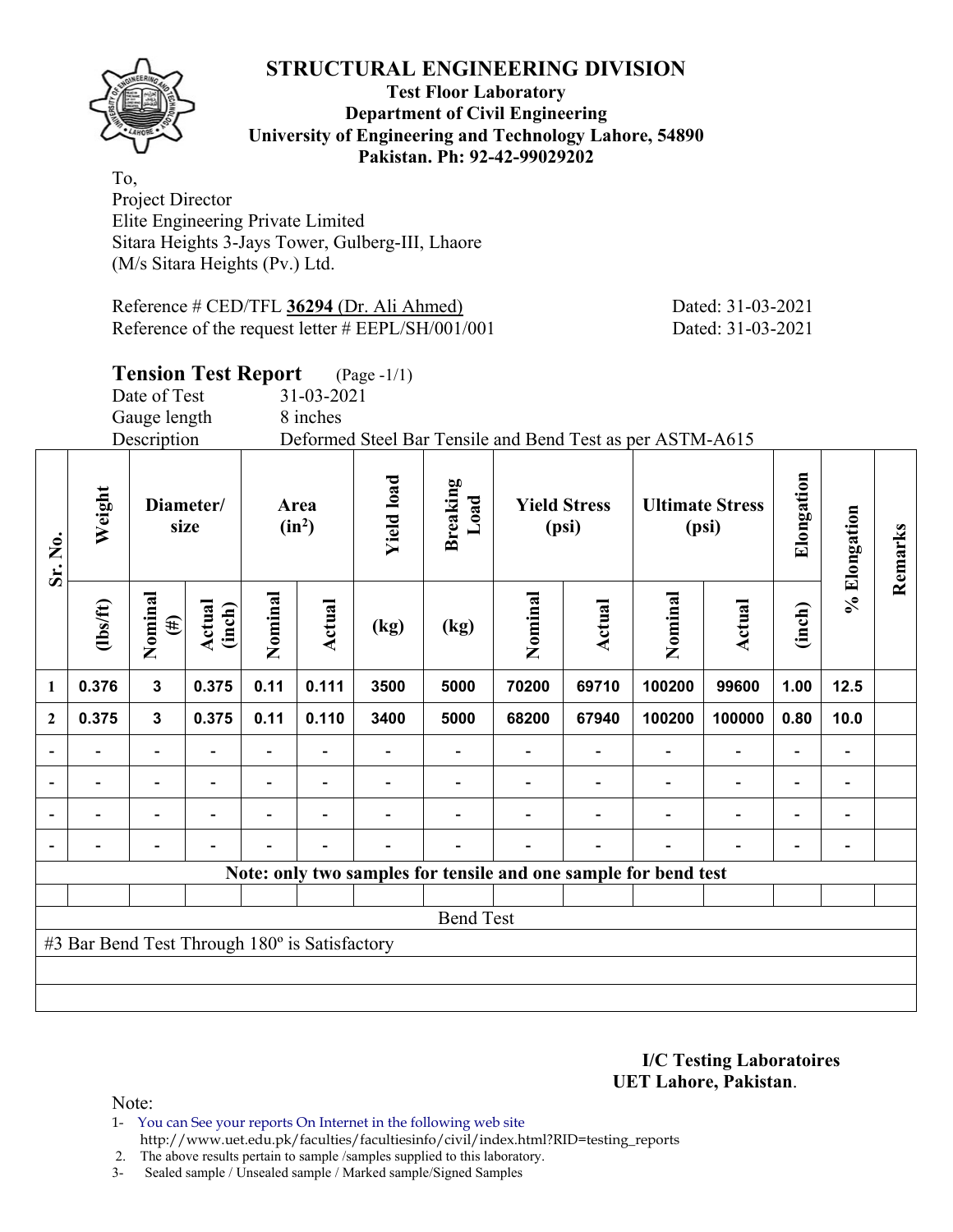# STRUCTURAL ENGINEERING DIVISION

**Test Floor Laboratory**
**Department of Civil Engineering**
**University of Engineering and Technology Lahore, 54890**
**Pakistan. Ph: 92-42-99029202**

To,
Project Director
Elite Engineering Private Limited
Sitara Heights 3-Jays Tower, Gulberg-III, Lhaore
(M/s Sitara Heights (Pv.) Ltd.

Reference # CED/TFL **36294** (Dr. Ali Ahmed) Dated: 31-03-2021
Reference of the request letter # EEPL/SH/001/001 Dated: 31-03-2021

## Tension Test Report (Page -1/1)

Date of Test 31-03-2021
Gauge length 8 inches
Description Deformed Steel Bar Tensile and Bend Test as per ASTM-A615

| Sr. No. | Weight | Diameter/ size | | Area ($in^2$) | | Yield load | Breaking Load | Yield Stress (psi) | | Ultimate Stress (psi) | | Elongation | % Elongation | Remarks |
|---|---|---|---|---|---|---|---|---|---|---|---|---|---|---|
| | (lbs/ft) | Nominal (#) | Actual (inch) | Nominal | Actual | (kg) | (kg) | Nominal | Actual | Nominal | Actual | (inch) | | |
| 1 | 0.376 | 3 | 0.375 | 0.11 | 0.111 | 3500 | 5000 | 70200 | 69710 | 100200 | 99600 | 1.00 | 12.5 | |
| 2 | 0.375 | 3 | 0.375 | 0.11 | 0.110 | 3400 | 5000 | 68200 | 67940 | 100200 | 100000 | 0.80 | 10.0 | |
| - | - | - | - | - | - | - | - | - | - | - | - | - | - | |
| - | - | - | - | - | - | - | - | - | - | - | - | - | - | |
| - | - | - | - | - | - | - | - | - | - | - | - | - | - | |
| - | - | - | - | - | - | - | - | - | - | - | - | - | - | |

**Note: only two samples for tensile and one sample for bend test**

Bend Test

#3 Bar Bend Test Through 180º is Satisfactory

**I/C Testing Laboratoires**
**UET Lahore, Pakistan**.

Note:
1- You can See your reports On Internet in the following web site
http://www.uet.edu.pk/faculties/facultiesinfo/civil/index.html?RID=testing_reports
2. The above results pertain to sample /samples supplied to this laboratory.
3- Sealed sample / Unsealed sample / Marked sample/Signed Samples